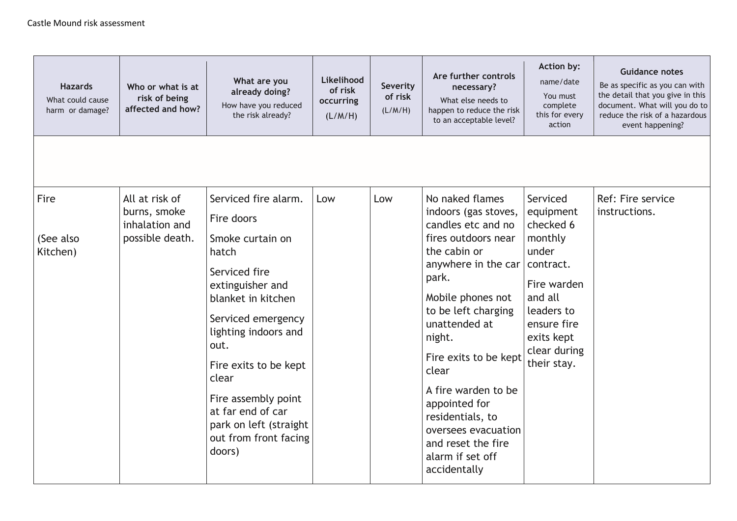Castle Mound risk assessment

| **Hazards** What could cause harm or damage? | **Who or what is at risk of being affected and how?** | **What are you already doing?** How have you reduced the risk already? | **Likelihood of risk occurring** (L/M/H) | **Severity of risk** (L/M/H) | **Are further controls necessary?** What else needs to happen to reduce the risk to an acceptable level? | **Action by:** name/date You must complete this for every action | **Guidance notes** Be as specific as you can with the detail that you give in this document. What will you do to reduce the risk of a hazardous event happening? |
|---|---|---|---|---|---|---|---|
| | | | | | | | |
| Fire<br><br>(See also Kitchen) | All at risk of burns, smoke inhalation and possible death. | Serviced fire alarm.<br>Fire doors<br>Smoke curtain on hatch<br>Serviced fire extinguisher and blanket in kitchen<br>Serviced emergency lighting indoors and out.<br>Fire exits to be kept clear<br>Fire assembly point at far end of car park on left (straight out from front facing doors) | Low | Low | No naked flames indoors (gas stoves, candles etc and no fires outdoors near the cabin or anywhere in the car park.<br>Mobile phones not to be left charging unattended at night.<br>Fire exits to be kept clear<br>A fire warden to be appointed for residentials, to oversees evacuation and reset the fire alarm if set off accidentally | Serviced equipment checked 6 monthly under contract.<br>Fire warden and all leaders to ensure fire exits kept clear during their stay. | Ref: Fire service instructions. |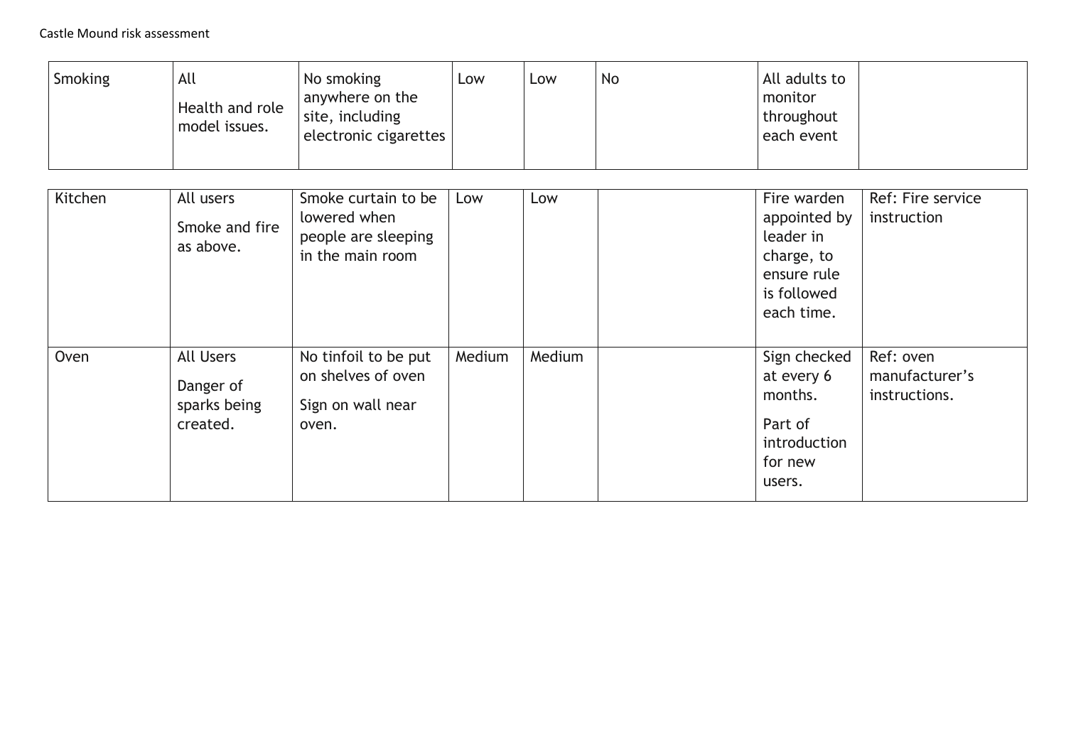| | | | | | | | |
|---|---|---|---|---|---|---|---|
| Smoking | All<br>Health and role model issues. | No smoking anywhere on the site, including electronic cigarettes | Low | Low | No | All adults to monitor throughout each event | |

| | | | | | | | |
|---|---|---|---|---|---|---|---|
| Kitchen | All users<br>Smoke and fire as above. | Smoke curtain to be lowered when people are sleeping in the main room | Low | Low | | Fire warden appointed by leader in charge, to ensure rule is followed each time. | Ref: Fire service instruction |
| Oven | All Users<br>Danger of sparks being created. | No tinfoil to be put on shelves of oven<br>Sign on wall near oven. | Medium | Medium | | Sign checked at every 6 months.<br>Part of introduction for new users. | Ref: oven manufacturer's instructions. |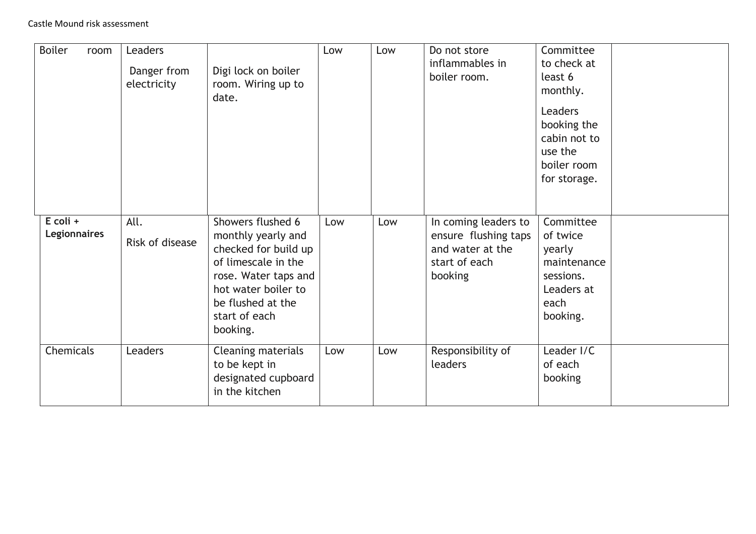| Boiler room | Leaders<br>Danger from electricity | Digi lock on boiler room. Wiring up to date. | Low | Low | Do not store inflammables in boiler room. | Committee to check at least 6 monthly.<br>Leaders booking the cabin not to use the boiler room for storage. | |
|---|---|---|---|---|---|---|---|
| **E coli + Legionnaires** | All.<br>Risk of disease | Showers flushed 6 monthly yearly and checked for build up of limescale in the rose. Water taps and hot water boiler to be flushed at the start of each booking. | Low | Low | In coming leaders to ensure flushing taps and water at the start of each booking | Committee of twice yearly maintenance sessions. Leaders at each booking. | |
| Chemicals | Leaders | Cleaning materials to be kept in designated cupboard in the kitchen | Low | Low | Responsibility of leaders | Leader I/C of each booking | |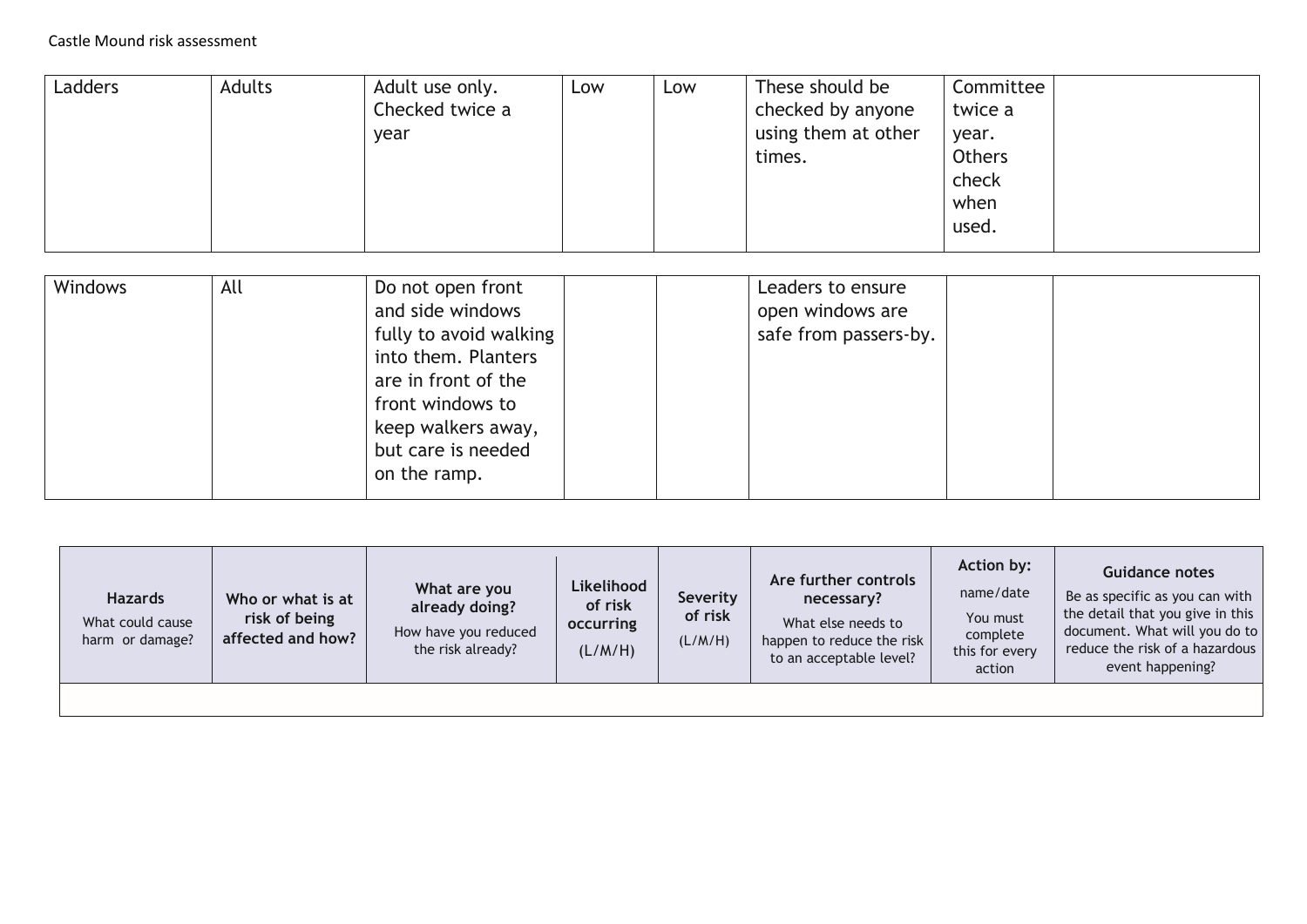Castle Mound risk assessment

| | | | | | | | |
|---|---|---|---|---|---|---|---|
| Ladders | Adults | Adult use only. Checked twice a year | Low | Low | These should be checked by anyone using them at other times. | Committee twice a year. Others check when used. | |
| Windows | All | Do not open front and side windows fully to avoid walking into them. Planters are in front of the front windows to keep walkers away, but care is needed on the ramp. | | | Leaders to ensure open windows are safe from passers-by. | | |

| **Hazards** What could cause harm or damage? | **Who or what is at risk of being affected and how?** | **What are you already doing?** How have you reduced the risk already? | **Likelihood of risk occurring** (L/M/H) | **Severity of risk** (L/M/H) | **Are further controls necessary?** What else needs to happen to reduce the risk to an acceptable level? | **Action by:** name/date You must complete this for every action | **Guidance notes** Be as specific as you can with the detail that you give in this document. What will you do to reduce the risk of a hazardous event happening? |
|---|---|---|---|---|---|---|---|
| | | | | | | | |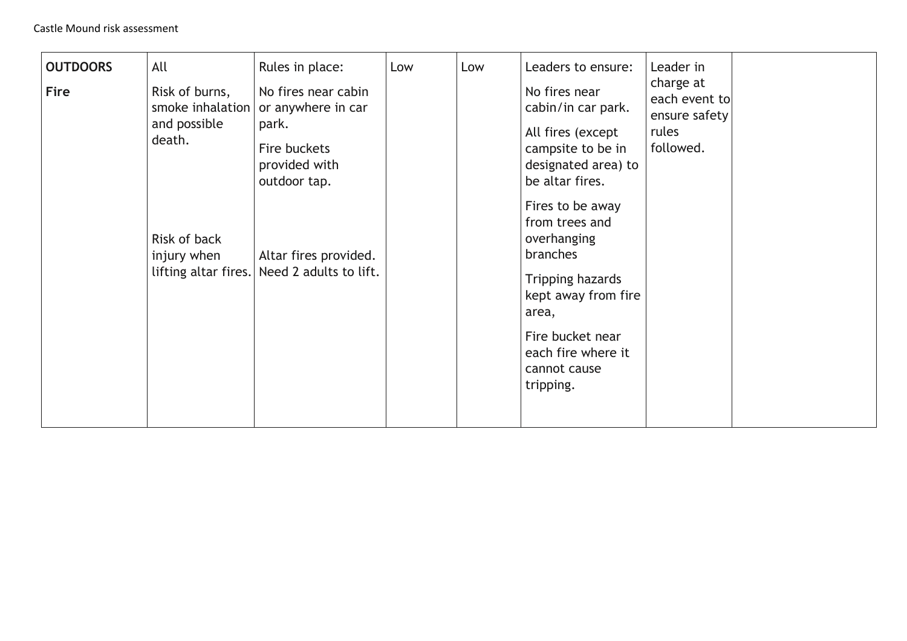| **OUTDOORS** **Fire** | All Risk of burns, smoke inhalation and possible death. Risk of back injury when lifting altar fires. | Rules in place: No fires near cabin or anywhere in car park. Fire buckets provided with outdoor tap. Altar fires provided. Need 2 adults to lift. | Low | Low | Leaders to ensure: No fires near cabin/in car park. All fires (except campsite to be in designated area) to be altar fires. Fires to be away from trees and overhanging branches Tripping hazards kept away from fire area, Fire bucket near each fire where it cannot cause tripping. | Leader in charge at each event to ensure safety rules followed. | |
|---|---|---|---|---|---|---|---|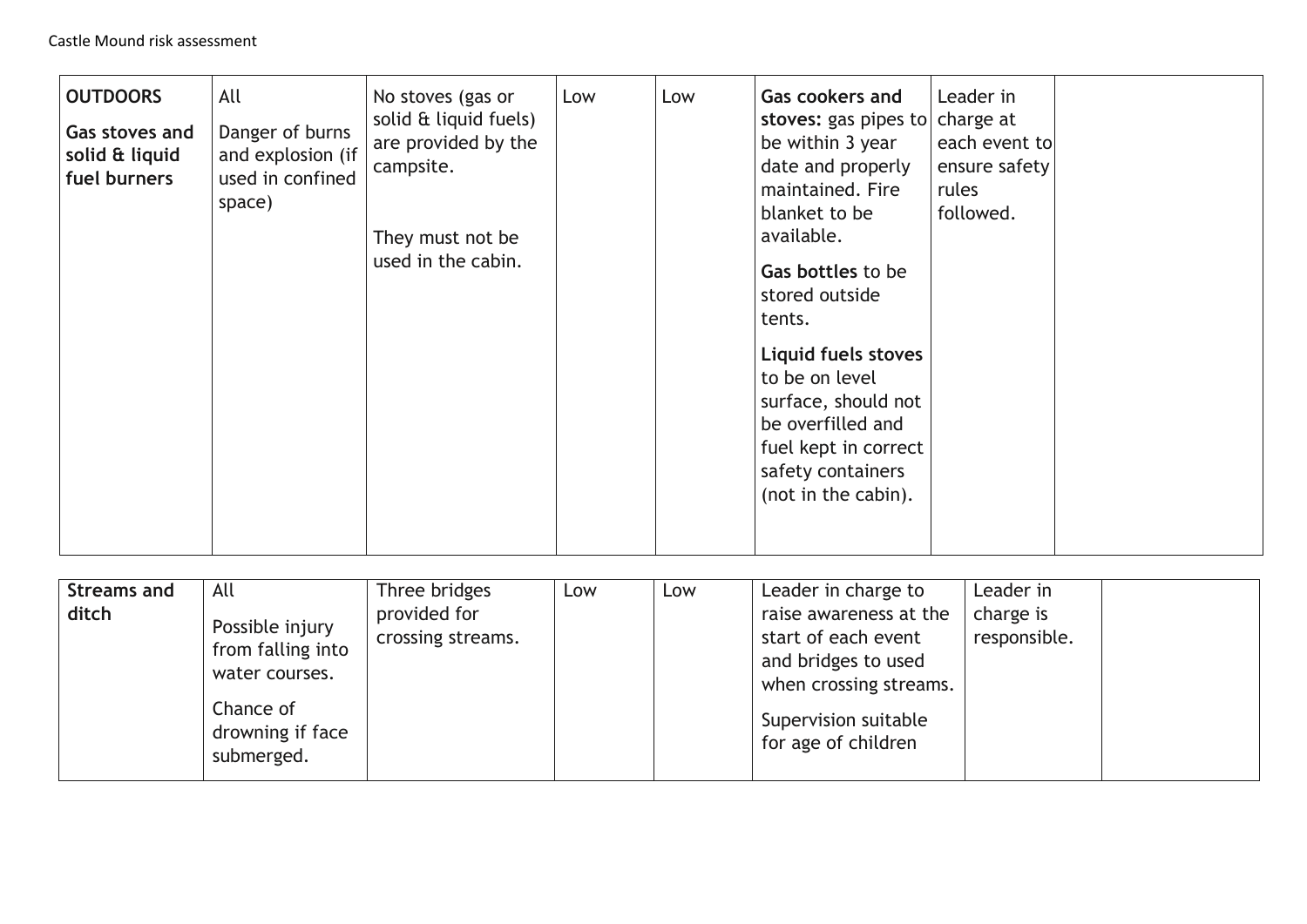| | | | | | | | |
|---|---|---|---|---|---|---|---|
| **OUTDOORS**<br><br>**Gas stoves and solid & liquid fuel burners** | All<br><br>Danger of burns and explosion (if used in confined space) | No stoves (gas or solid & liquid fuels) are provided by the campsite.<br><br>They must not be used in the cabin. | Low | Low | **Gas cookers and stoves:** gas pipes to be within 3 year date and properly maintained. Fire blanket to be available.<br><br>**Gas bottles** to be stored outside tents.<br><br>**Liquid fuels stoves** to be on level surface, should not be overfilled and fuel kept in correct safety containers (not in the cabin). | Leader in charge at each event to ensure safety rules followed. | |
| **Streams and ditch** | All<br><br>Possible injury from falling into water courses.<br><br>Chance of drowning if face submerged. | Three bridges provided for crossing streams. | Low | Low | Leader in charge to raise awareness at the start of each event and bridges to used when crossing streams.<br><br>Supervision suitable for age of children | Leader in charge is responsible. | |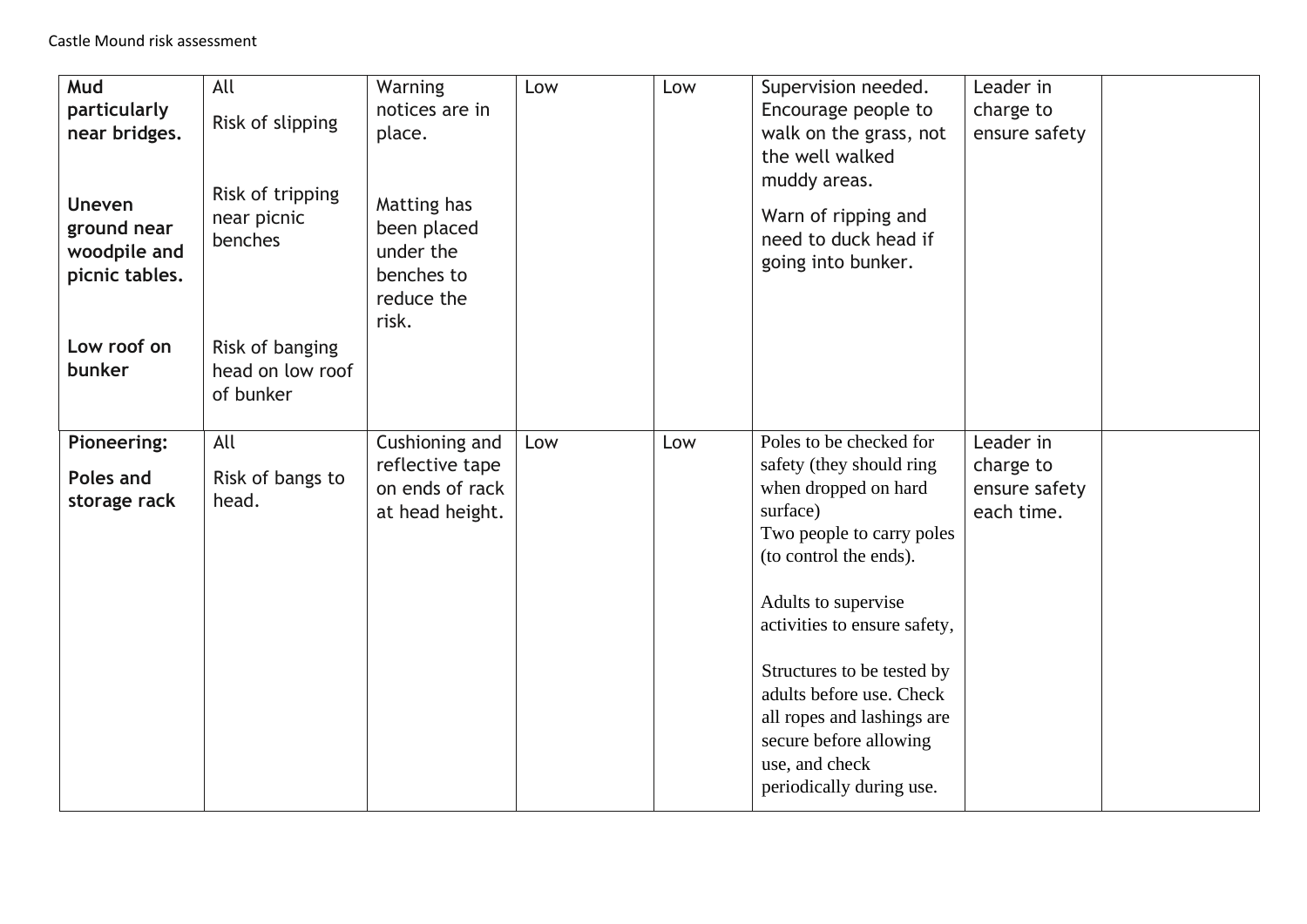| | | | | | | | |
|---|---|---|---|---|---|---|---|
| **Mud particularly near bridges.**<br><br>**Uneven ground near woodpile and picnic tables.**<br><br>**Low roof on bunker** | All<br>Risk of slipping<br><br>Risk of tripping near picnic benches<br><br>Risk of banging head on low roof of bunker | Warning notices are in place.<br><br>Matting has been placed under the benches to reduce the risk. | Low | Low | Supervision needed. Encourage people to walk on the grass, not the well walked muddy areas.<br>Warn of ripping and need to duck head if going into bunker. | Leader in charge to ensure safety | |
| **Pioneering:**<br>**Poles and storage rack** | All<br>Risk of bangs to head. | Cushioning and reflective tape on ends of rack at head height. | Low | Low | Poles to be checked for safety (they should ring when dropped on hard surface)<br>Two people to carry poles (to control the ends).<br><br>Adults to supervise activities to ensure safety,<br><br>Structures to be tested by adults before use. Check all ropes and lashings are secure before allowing use, and check periodically during use. | Leader in charge to ensure safety each time. | |